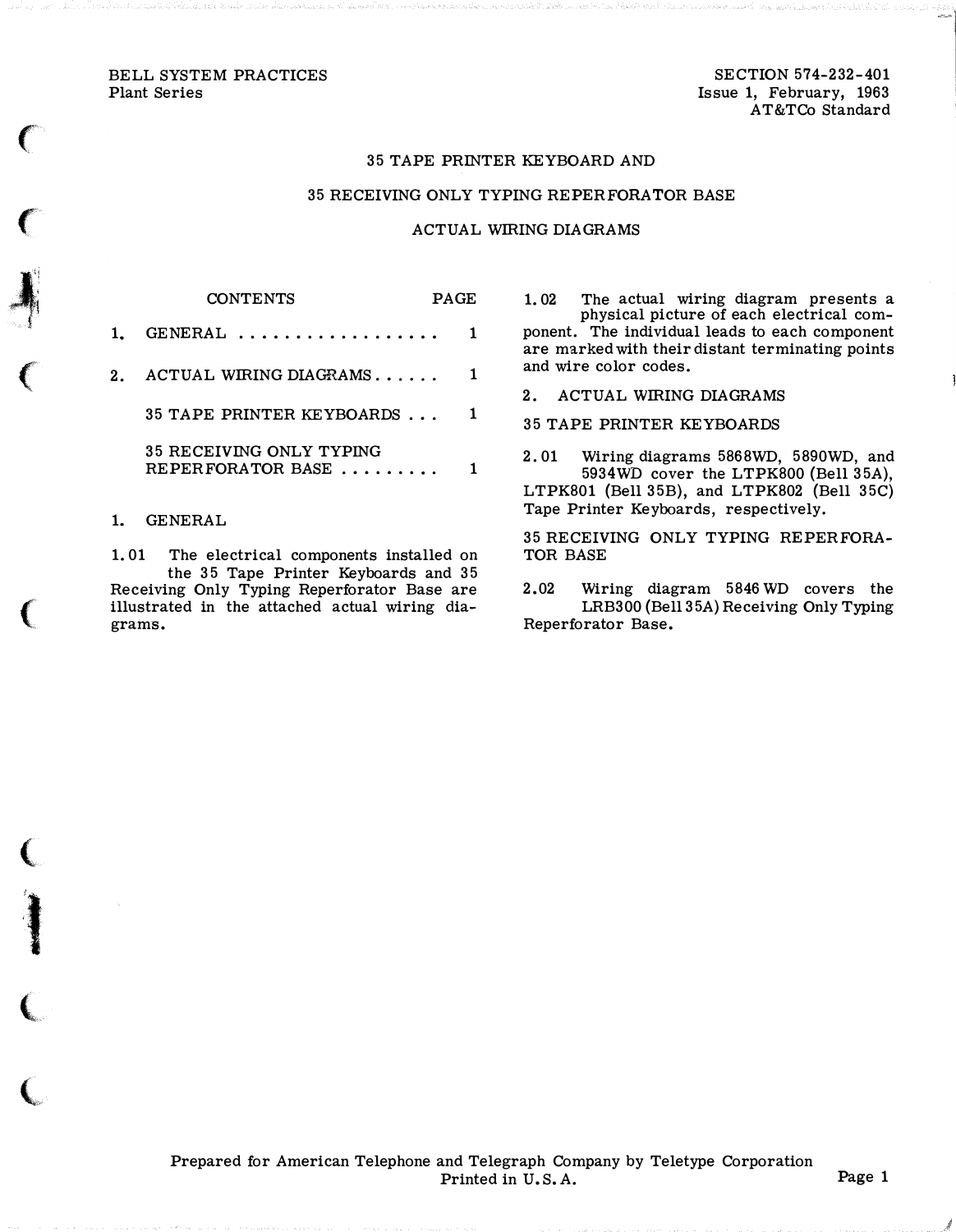BELL SYSTEM PRACTICES
Plant Series

SECTION 574-232-401
Issue 1, February, 1963
AT&TCo Standard

# 35 TAPE PRINTER KEYBOARD AND 35 RECEIVING ONLY TYPING REPERFORATOR BASE ACTUAL WIRING DIAGRAMS

| CONTENTS | PAGE |
|---|---|
| 1. GENERAL | 1 |
| 2. ACTUAL WIRING DIAGRAMS | 1 |
| 35 TAPE PRINTER KEYBOARDS | 1 |
| 35 RECEIVING ONLY TYPING REPERFORATOR BASE | 1 |

## 1. GENERAL

1.01 The electrical components installed on the 35 Tape Printer Keyboards and 35 Receiving Only Typing Reperforator Base are illustrated in the attached actual wiring diagrams.

1.02 The actual wiring diagram presents a physical picture of each electrical component. The individual leads to each component are marked with their distant terminating points and wire color codes.

## 2. ACTUAL WIRING DIAGRAMS

### 35 TAPE PRINTER KEYBOARDS

2.01 Wiring diagrams 5868WD, 5890WD, and 5934WD cover the LTPK800 (Bell 35A), LTPK801 (Bell 35B), and LTPK802 (Bell 35C) Tape Printer Keyboards, respectively.

### 35 RECEIVING ONLY TYPING REPERFORATOR BASE

2.02 Wiring diagram 5846WD covers the LRB300 (Bell 35A) Receiving Only Typing Reperforator Base.

Prepared for American Telephone and Telegraph Company by Teletype Corporation
Printed in U.S.A.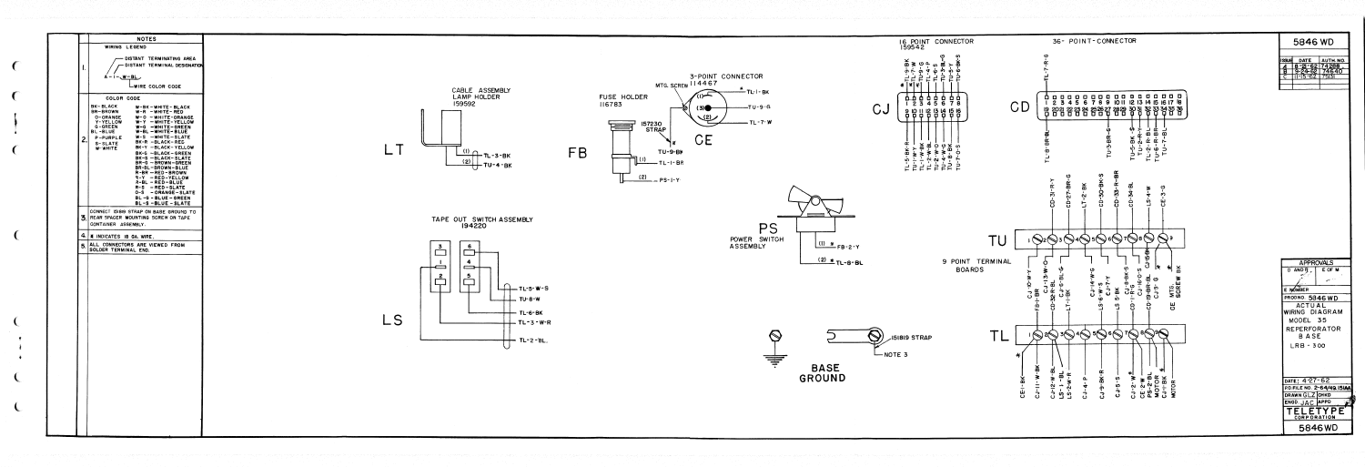## NOTES

1. WIRING LEGEND

   A - 1 - W-BL
   - DISTANT TERMINATING AREA
   - DISTANT TERMINAL DESIGNATION
   - WIRE COLOR CODE

2. COLOR CODE

| | | |
|---|---|---|
| BK - BLACK | W-BK - WHITE - BLACK | BK-S - BLACK - SLATE |
| BR - BROWN | W-R - WHITE - RED | BR-G - BROWN - GREEN |
| O - ORANGE | W-O - WHITE - ORANGE | BR-BL - BROWN - BLUE |
| Y - YELLOW | W-Y - WHITE - YELLOW | R-BR - RED - BROWN |
| G - GREEN | W-G - WHITE - GREEN | R-Y - RED - YELLOW |
| BL - BLUE | W-BL - WHITE - BLUE | R-BL - RED - BLUE |
| P - PURPLE | W-S - WHITE - SLATE | R-S - RED - SLATE |
| S - SLATE | BK-R - BLACK - RED | O-S - ORANGE - SLATE |
| W - WHITE | BK-Y - BLACK - YELLOW | BL-G - BLUE - GREEN |
| | BK-G - BLACK - GREEN | BL-S - BLUE - SLATE |

3. CONNECT 151819 STRAP ON BASE GROUND TO REAR SPACER MOUNTING SCREW ON TAPE CONTAINER ASSEMBLY.
4. * INDICATES 18 GA. WIRE.
5. ALL CONNECTORS ARE VIEWED FROM SOLDER TERMINAL END.

---

**LT** — CABLE ASSEMBLY LAMP HOLDER 159592
- (1) TL-3-BK
- (2) TU-4-BK

**FB** — FUSE HOLDER 116783; 157230 STRAP
- TU-9-BK *
- (1) TL-1-BR
- (2) PS-1-Y

**CE** — 3-POINT CONNECTOR 114467; MTG. SCREW
- (1) TL-1-BK *
- (3) TU-9-G
- (2) TL-7-W

**LS** — TAPE OUT SWITCH ASSEMBLY 194220
- TL-5-W-S
- TU-6-W
- TL-6-BK
- TL-3-W-R
- TL-2-BL

**PS** — POWER SWITCH ASSEMBLY
- (1) * FB-2-Y
- (2) * TL-8-BL

**BASE GROUND** — 151819 STRAP — NOTE 3

**CJ** — 16 POINT CONNECTOR 159542

| Pin | Wire | Pin | Wire |
|---|---|---|---|
| 1 | TL-1-BK * | 9 | TL-5-W-R |
| 2 | TL-7-W | 10 | TL-1-W-BK |
| 3 | TU-9-G | 11 | TL-1-W-BK |
| 4 | TL-4-P | 12 | TL-2-W-BL |
| 5 | TU-3-W-G | 13 | TU-2-W-O |
| 6 | TU-5-Y | 14 | TU-4-W-G |
| 7 | TU-8-BK-S | 15 | TU-8-BK |
| 8 | | 16 | TU-7-O-S |

**CD** — 36-POINT-CONNECTOR
- TL-7-R-G
- TL-8-BR-BL
- TU-3-BR-G
- TU-5-BK-S
- TU-3-BK-S
- TL-2-R-BL
- TL-6-BR-BL
- TU-7-BL

**9 POINT TERMINAL BOARDS**

**TU**

| Terminal | Wires |
|---|---|
| 1 | CD-31-R-Y; CJ-10-W-Y |
| 2 | CD-27-BR-G; FB-1-BR |
| 3 | LT-2-BK; CJ-13-W-O; CD-32-R-BL |
| 4 | CD-30-BK-S; CJ-5-BL-G; LT-1-BK |
| 5 | CD-33-R-BR; CJ-14-W-G |
| 6 | CD-34-BL; LS-6-W-S |
| 7 | LS-4-W; CJ-6-Y |
| 8 | CE-3-G; CJ-16-O-S; CJ-15-BK |
| 9 | CJ-3-G; CE MTG. SCREW BK |

**TL**

| Terminal | Wires |
|---|---|
| 1 | CE-1-BK *; CJ-11-W-BK |
| 2 | CJ-12-W-BL; LS-1-BL; LS-2-W-R |
| 3 | LT-1-BK; LS-3-W-R |
| 4 | CJ-4-P |
| 5 | CJ-9-BK-R; LS-5-BK |
| 6 | CJ-8-S; CD-1-BK-S |
| 7 | CJ-2-W; CD-19-BR-G; CE-2-W |
| 8 | PS-2-BL *; MOTOR |
| 9 | CJ-1-BK *; MOTOR |

---

**5846 WD**

| ISSUE | DATE | AUTH. NO. |
|---|---|---|
| A | 8-15-62 | 74288 |
| B | 9-26-62 | 74640 |
| C | 11-15-62 | 75151 |

APPROVALS: D AND S; E OF M; E NUMBER

PROD. NO. 5846 WD

ACTUAL WIRING DIAGRAM MODEL 35 REPERFORATOR BASE LRB-300

DATE: 4-27-62
P.D. FILE NO. 2-64/49.151AA
DRAWN G.L.Z. CHKD
ENGD. JAC APPD

TELETYPE CORPORATION

5846 WD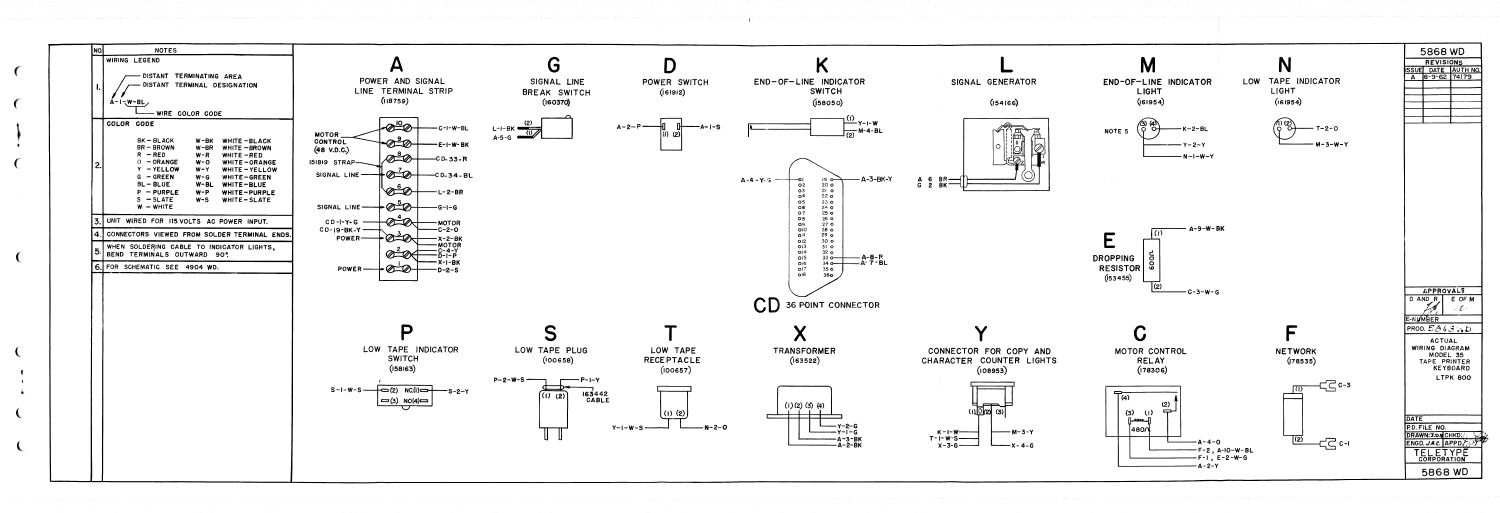## NOTES

| NO. | NOTES |
|---|---|
| 1. | WIRING LEGEND<br>A-1-W-BL — DISTANT TERMINATING AREA / DISTANT TERMINAL DESIGNATION / WIRE COLOR CODE |
| 2. | COLOR CODE<br>BK - BLACK, BR - BROWN, R - RED, O - ORANGE, Y - YELLOW, G - GREEN, BL - BLUE, P - PURPLE, S - SLATE, W - WHITE<br>W-BK WHITE-BLACK, W-BR WHITE-BROWN, W-R WHITE-RED, W-O WHITE-ORANGE, W-Y WHITE-YELLOW, W-G WHITE-GREEN, W-BL WHITE-BLUE, W-P WHITE-PURPLE, W-S WHITE-SLATE |
| 3. | UNIT WIRED FOR 115 VOLTS AC POWER INPUT. |
| 4. | CONNECTORS VIEWED FROM SOLDER TERMINAL ENDS. |
| 5. | WHEN SOLDERING CABLE TO INDICATOR LIGHTS, BEND TERMINALS OUTWARD 90°. |
| 6. | FOR SCHEMATIC SEE 4904 WD. |

## A — POWER AND SIGNAL LINE TERMINAL STRIP (118759)

| Left | Terminal | Right |
|---|---|---|
| MOTOR CONTROL (48 V.D.C.) | 10 | C-1-W-BL |
| | 9 | E-1-W-BK |
| 151819 STRAP | 8 | CD-33-R |
| SIGNAL LINE | 7 | CD-34-BL |
| | 6 | L-2-BR |
| SIGNAL LINE | 5 | G-1-G |
| CD-1-Y-G | 4 | MOTOR, C-2-O |
| CD-19-BK-Y, POWER | 3 | X-2-BK, MOTOR |
| | 2 | C-4-Y, D-1-P |
| POWER | 1 | X-1-BK, D-2-S |

## G — SIGNAL LINE BREAK SWITCH (160370)

L-1-BK (2); A-5-G (1)

## D — POWER SWITCH (161812)

A-2-P (1) (2) A-1-S

## K — END-OF-LINE INDICATOR SWITCH (158050)

(1) Y-1-W; (2) M-4-BL

## CD 36 POINT CONNECTOR

A-4-Y-G (1); A-3-BK-Y (19); A-8-R (33); A-7-BL (34)

## L — SIGNAL GENERATOR (154166)

A 6 BR; G 2 BK

## M — END-OF-LINE INDICATOR LIGHT (161954)

NOTE 5 — (3) (4) K-2-BL; Y-2-Y; N-1-W-Y

## N — LOW TAPE INDICATOR LIGHT (161954)

(1) (2) T-2-O; M-3-W-Y

## E — DROPPING RESISTOR (153455)

600Ω — (1) A-9-W-BK; (2) C-3-W-G

## P — LOW TAPE INDICATOR SWITCH (158163)

S-1-W-S (2) NC(1) S-2-Y; (3) NO(4)

## S — LOW TAPE PLUG (100656)

P-2-W-S (1) (2) P-1-Y — 163442 CABLE

## T — LOW TAPE RECEPTACLE (100657)

Y-1-W-S (1) (2) N-2-O

## X — TRANSFORMER (163522)

(1) (2) (3) (4): Y-2-G, Y-1-G, A-3-BK, A-2-BK

## Y — CONNECTOR FOR COPY AND CHARACTER COUNTER LIGHTS (108953)

K-1-W, T-1-W-S, X-3-G (1) (2) (3) M-3-Y, X-4-G

## C — MOTOR CONTROL RELAY (178306)

480Ω — (4) (3) (1) (2): A-4-O; F-2, A-10-W-BL; F-1, E-2-W-G; A-2-Y

## F — NETWORK (78535)

(1) C-3; (2) C-1

---

5868 WD

| REVISIONS | | |
|---|---|---|
| ISSUE | DATE | AUTH NO. |
| A | 8-9-62 | 74179 |

APPROVALS: D AND R; E OF M

PROD. EAG.R.D.

ACTUAL WIRING DIAGRAM MODEL 35 TAPE PRINTER KEYBOARD LTPK 800

TELETYPE CORPORATION

5868 WD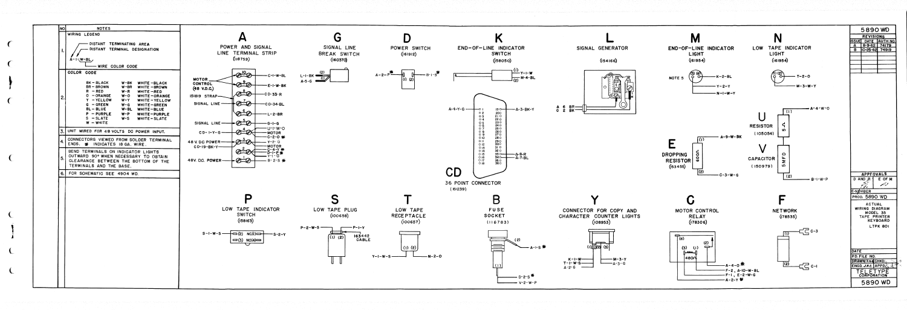# 5890 WD

| NO. | NOTES |
|---|---|
| 1. | WIRING LEGEND: A-1-W-BL — DISTANT TERMINATING AREA; DISTANT TERMINAL DESIGNATION; WIRE COLOR CODE |
| 2. | COLOR CODE: BK - BLACK, BR - BROWN, R - RED, O - ORANGE, Y - YELLOW, G - GREEN, BL - BLUE, P - PURPLE, S - SLATE, W - WHITE, W-BK WHITE-BLACK, W-BR WHITE-BROWN, W-R WHITE-RED, W-O WHITE-ORANGE, W-Y WHITE-YELLOW, W-G WHITE-GREEN, W-BL WHITE-BLUE, W-P WHITE-PURPLE, W-S WHITE-SLATE |
| 3. | UNIT WIRED FOR 48 VOLTS DC POWER INPUT. |
| 4. | CONNECTORS VIEWED FROM SOLDER TERMINAL ENDS. * INDICATES 18 GA. WIRE. |
| 5. | BEND TERMINALS ON INDICATOR LIGHTS OUTWARD 90° WHEN NECESSARY TO OBTAIN CLEARANCE BETWEEN THE BOTTOM OF THE TERMINALS AND THE BASE. |
| 6. | FOR SCHEMATIC SEE 4904 WD. |

## A — POWER AND SIGNAL LINE TERMINAL STRIP (118759)

- MOTOR CONTROL (48 V.D.C.)
- 151819 STRAP
- SIGNAL LINE
- SIGNAL LINE
- CD-1-Y-G
- 48 V. DC POWER
- CD-19-BK-Y
- 48V. D.C. POWER

Terminals: 10: C-1-W-BL; 9: E-1-W-BK; 8: CD-33-R; 7: CD-34-BL; 6: L-2-BR; 5: G-1-G; 4: U-1-W-O, MOTOR, C-2-O *; 3: Y-2-G; 2: MOTOR, C-4-Y *, B-2-S *, Y-1-G; 1: B-2-S *

## G — SIGNAL LINE BREAK SWITCH (160370)

L-1-BK (2), A-5-G (1)

## D — POWER SWITCH (161912)

A-2-P * (1), (2) B-1-S *

## K — END-OF-LINE INDICATOR SWITCH (158050)

(1) Y-1-W, (2) M-4-BL

## CD — 36 POINT CONNECTOR (161239)

A-4-Y-G; 19: A-3-BK-Y; 33: A-8-R; 34: A-7-BL

## L — SIGNAL GENERATOR (154166)

A 6 BR, G 2 BK

## M — END-OF-LINE INDICATOR LIGHT (161954)

NOTE 5; K-2-BL, Y-2-Y, N-1-W-Y

## N — LOW TAPE INDICATOR LIGHT (161954)

T-2-O, M-3-W-Y

## E — DROPPING RESISTOR (53456)

600Ω; (1) A-9-W-BK; (2) C-3-W-G

## U — RESISTOR (105054)

5Ω; (1) A-4-W-O

## V — CAPACITOR (150979)

5 MFD; (2) B-1-W-P

## P — LOW TAPE INDICATOR SWITCH (158163)

S-1-W-S (2) NC(1) S-2-Y; (3) NO(4)

## S — LOW TAPE PLUG (100658)

P-2-W-S, P-1-Y, (1) (2), 163442 CABLE

## T — LOW TAPE RECEPTACLE (100657)

Y-1-W-S, (1) (2), N-2-O

## B — FUSE SOCKET (116783)

(2) A-1-S *; (1) D-2-S *, V-2-W-P

## Y — CONNECTOR FOR COPY AND CHARACTER COUNTER LIGHTS (108953)

K-1-W, T-1-W-S, A-2-G; M-3-Y, A-3-G

## C — MOTOR CONTROL RELAY (178306)

480Ω; A-4-O *, F-2, A-10-W-BL, F-1, E-2-W-G, A-2-Y *

## F — NETWORK (178535)

(1) C-3, (2) C-1

| 5890 WD | | |
|---|---|---|
| REVISIONS | | |
| ISSUE | DATE | AUTH NO. |
| A | 8-9-62 | 74179 |
| B | 10-25-62 | 74919 |

APPROVALS: D AND R; E OF M

E-NUMBER

PROD. 5890 WD

ACTUAL WIRING DIAGRAM MODEL 35 TAPE PRINTER KEYBOARD LTPK 801

DATE; P.D. FILE NO.; DRAWN; CHKD.; ENGD.; APPD.

TELETYPE CORPORATION

5890 WD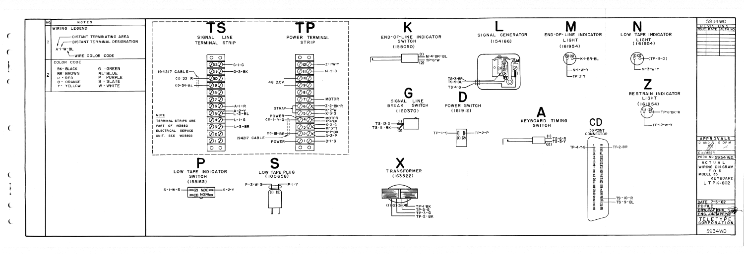## NOTES

| NO. | NOTES |
|---|---|
| 1 | WIRING LEGEND<br>A-1-W-BL<br>DISTANT TERMINATING AREA<br>DISTANT TERMINAL DESIGNATION<br>WIRE COLOR CODE |
| 2 | COLOR CODE<br>BK - BLACK  G - GREEN<br>BR - BROWN  BL - BLUE<br>R - RED  P - PURPLE<br>O - ORANGE  S - SLATE<br>Y - YELLOW  W - WHITE |

## TS
SIGNAL LINE TERMINAL STRIP

194217 CABLE

| Wire | Terminal | Wire |
|---|---|---|
| | 12 | G-1-G |
| | 11 | G-2-BK |
| CD-33-R | 10 | |
| CD-34-BL | 9 | |
| | 8 | |
| | 7 | |
| | 6 | A-1-R |
| | 5 | A-2-Y, L-2-BL |
| | 4 | L-1-G |
| | 3 | L-3-BR |
| | 2 | |
| | 1 | |

NOTE
TERMINAL STRIPS ARE PART OF 193882 ELECTRICAL SERVICE UNIT. SEE WD5892

## TP
POWER TERMINAL STRIP

| Wire | Terminal | Wire |
|---|---|---|
| | 12 | Z-1-W-Y |
| | 11 | N-2-O |
| 48 D.C.V. | 10 | |
| | 9 | |
| | 8 | |
| | 7 | MOTOR |
| STRAP | 6 | Z-2-BK-R, K-2-W |
| STRAP | 5 | X-3-G |
| POWER, CD-1-Y-G | 4 | MOTOR, X-4-BK |
| | 3 | X-2-G, M-3-Y |
| CD-19-BR (194217 CABLE) | 2 | X-1-BK, D-2-P |
| POWER | 1 | D-1-S |

## K
END-OF-LINE INDICATOR SWITCH (158050)
(1) M-4-BR-BL
(2) TP-6-W

## L
SIGNAL GENERATOR (154166)
TS-3-BR
TS-5-BL
TS-4-G

## M
END-OF-LINE INDICATOR LIGHT (161954)
(3)(4) K-1-BR-BL
N-1-W-Y
TP-3-Y

## N
LOW TAPE INDICATOR LIGHT (161954)
(1)(2) (TP-11-O)
M-3-W-Y

## Z
RESTRAIN INDICATOR LIGHT (161954)
(1)(2) TP-6-BK-R
TP-12-W-Y

## G
SIGNAL LINE BREAK SWITCH (160370)
TS-12-G (1)
TS-11-BK (2)

## D
POWER SWITCH (161912)
TP-1-S (1)(2) TP-2-P

## A
KEYBOARD TIMING SWITCH
(1) TS-6-R
(2) TS-5-Y

## CD
36 POINT CONNECTOR
TP-4-Y-G — 1
19 — TP-2-BR
TS-10-R
34 — TS-9-BL

## P
LOW TAPE INDICATOR SWITCH (158163)
S-1-W-S (2) NC(1) (3) NO(4) S-2-Y

## S
LOW TAPE PLUG (100658)
P-2-W-S (1)(2) P-1-Y

## X
TRANSFORMER (163522)
(1)(2)(3)(4)
TP-4-BK
TP-5-G
TP-3-G
TP-2-BK

---

5934WD

REVISIONS
ISSUE | DATE | AUTH NO.

APPROVALS
D. ANG. E. DFM.

E NUMBER
PROD. NO. 5934WD

ACTUAL WIRING DIAGRAM FOR MODEL 35 KEYBOARD LTPK-802

DATE: 7-5-62
PD FILE
DRW. CHK.
ENG. APP.

TELETYPE CORPORATION

5934WD